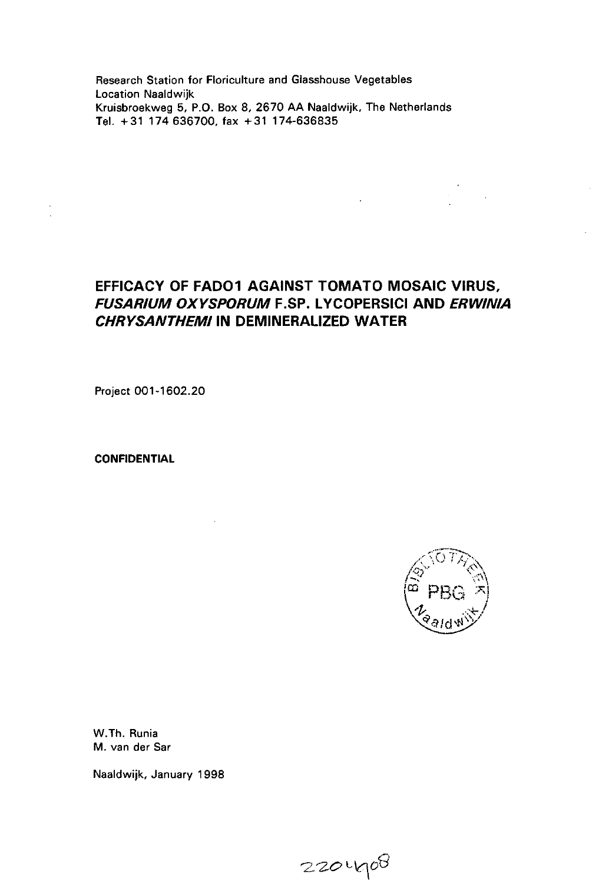Research Station for Floriculture and Glasshouse Vegetables
Location Naaldwijk
Kruisbroekweg 5, P.O. Box 8, 2670 AA Naaldwijk, The Netherlands
Tel. +31 174 636700, fax +31 174-636835

# EFFICACY OF FADO1 AGAINST TOMATO MOSAIC VIRUS, *FUSARIUM OXYSPORUM* F.SP. LYCOPERSICI AND *ERWINIA CHRYSANTHEMI* IN DEMINERALIZED WATER

Project 001-1602.20

**CONFIDENTIAL**

BIBLIOTHEEK PBG Naaldwijk

W.Th. Runia
M. van der Sar

Naaldwijk, January 1998

2204908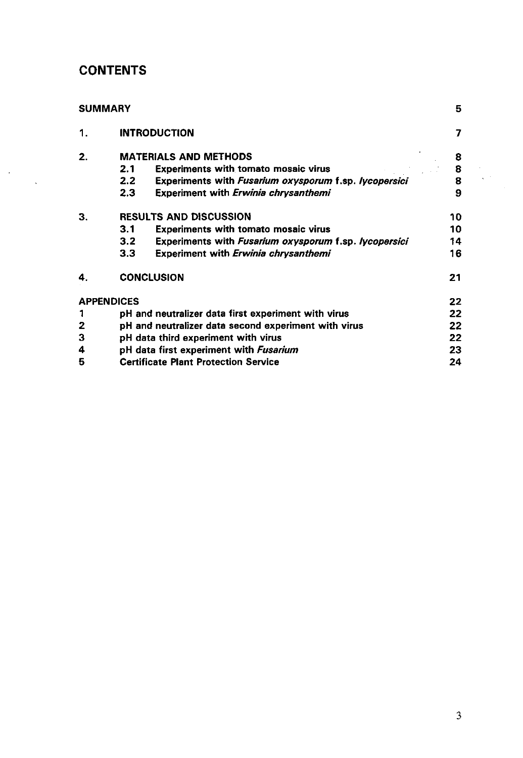# CONTENTS

| | | |
|---|---|---|
| SUMMARY | | 5 |
| 1. | INTRODUCTION | 7 |
| 2. | MATERIALS AND METHODS | 8 |
| | 2.1 Experiments with tomato mosaic virus | 8 |
| | 2.2 Experiments with *Fusarium oxysporum* f.sp. *lycopersici* | 8 |
| | 2.3 Experiment with *Erwinia chrysanthemi* | 9 |
| 3. | RESULTS AND DISCUSSION | 10 |
| | 3.1 Experiments with tomato mosaic virus | 10 |
| | 3.2 Experiments with *Fusarium oxysporum* f.sp. *lycopersici* | 14 |
| | 3.3 Experiment with *Erwinia chrysanthemi* | 16 |
| 4. | CONCLUSION | 21 |
| APPENDICES | | 22 |
| 1 | pH and neutralizer data first experiment with virus | 22 |
| 2 | pH and neutralizer data second experiment with virus | 22 |
| 3 | pH data third experiment with virus | 22 |
| 4 | pH data first experiment with *Fusarium* | 23 |
| 5 | Certificate Plant Protection Service | 24 |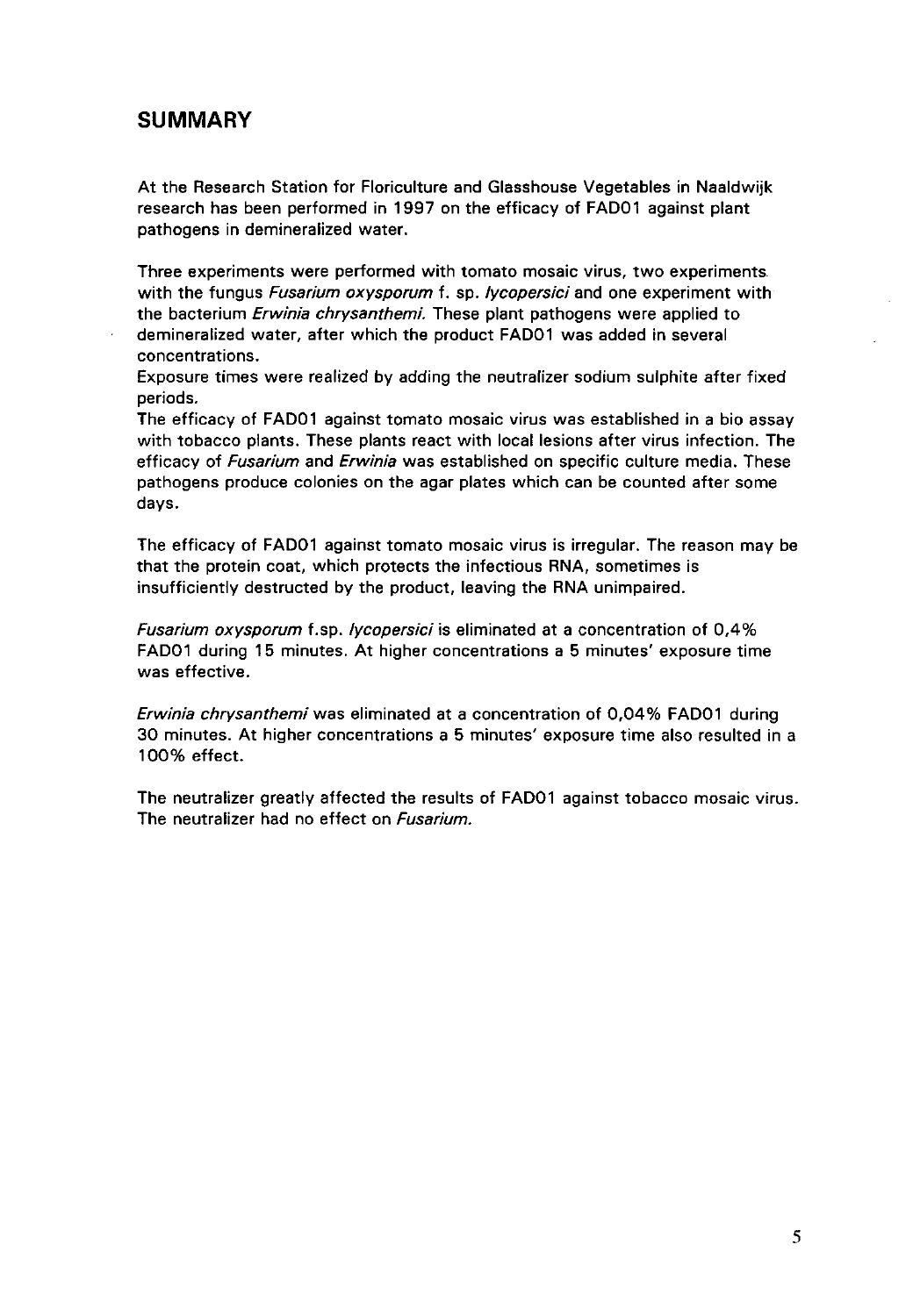## SUMMARY

At the Research Station for Floriculture and Glasshouse Vegetables in Naaldwijk research has been performed in 1997 on the efficacy of FAD01 against plant pathogens in demineralized water.

Three experiments were performed with tomato mosaic virus, two experiments with the fungus *Fusarium oxysporum* f. sp. *lycopersici* and one experiment with the bacterium *Erwinia chrysanthemi*. These plant pathogens were applied to demineralized water, after which the product FAD01 was added in several concentrations.
Exposure times were realized by adding the neutralizer sodium sulphite after fixed periods.
The efficacy of FAD01 against tomato mosaic virus was established in a bio assay with tobacco plants. These plants react with local lesions after virus infection. The efficacy of *Fusarium* and *Erwinia* was established on specific culture media. These pathogens produce colonies on the agar plates which can be counted after some days.

The efficacy of FAD01 against tomato mosaic virus is irregular. The reason may be that the protein coat, which protects the infectious RNA, sometimes is insufficiently destructed by the product, leaving the RNA unimpaired.

*Fusarium oxysporum* f.sp. *lycopersici* is eliminated at a concentration of 0,4% FAD01 during 15 minutes. At higher concentrations a 5 minutes' exposure time was effective.

*Erwinia chrysanthemi* was eliminated at a concentration of 0,04% FAD01 during 30 minutes. At higher concentrations a 5 minutes' exposure time also resulted in a 100% effect.

The neutralizer greatly affected the results of FAD01 against tobacco mosaic virus. The neutralizer had no effect on *Fusarium*.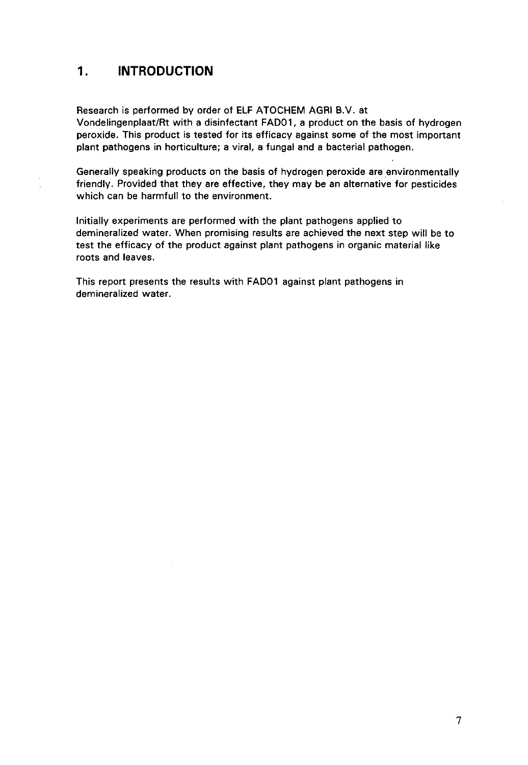# 1. INTRODUCTION

Research is performed by order of ELF ATOCHEM AGRI B.V. at Vondelingenplaat/Rt with a disinfectant FAD01, a product on the basis of hydrogen peroxide. This product is tested for its efficacy against some of the most important plant pathogens in horticulture; a viral, a fungal and a bacterial pathogen.

Generally speaking products on the basis of hydrogen peroxide are environmentally friendly. Provided that they are effective, they may be an alternative for pesticides which can be harmfull to the environment.

Initially experiments are performed with the plant pathogens applied to demineralized water. When promising results are achieved the next step will be to test the efficacy of the product against plant pathogens in organic material like roots and leaves.

This report presents the results with FAD01 against plant pathogens in demineralized water.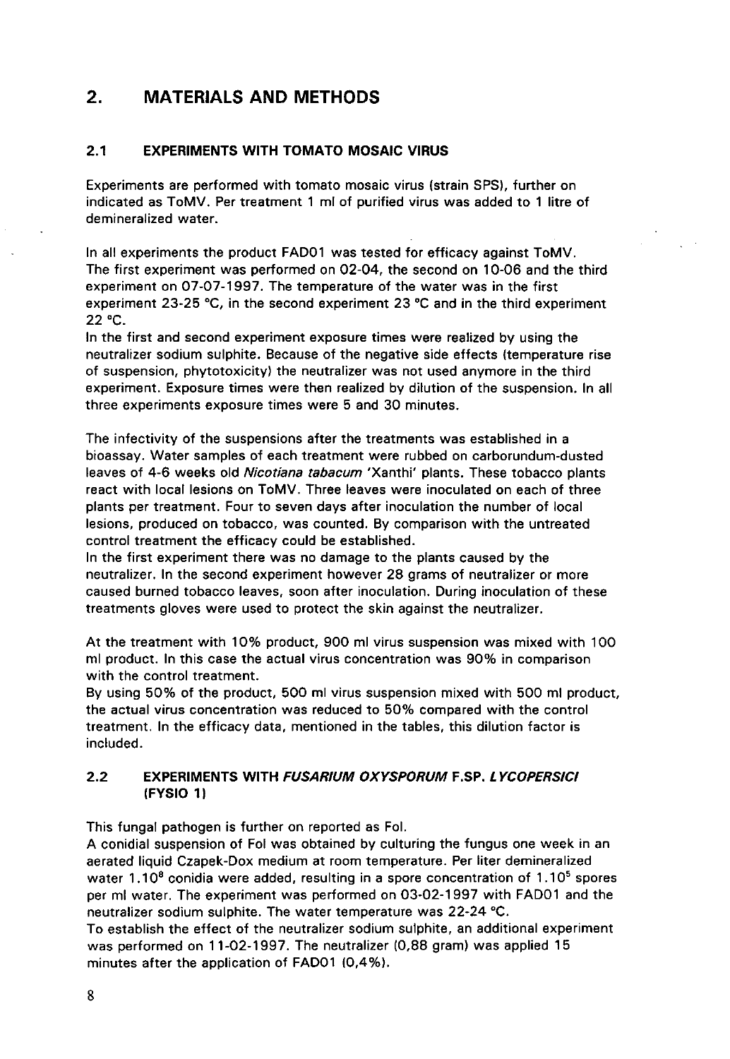# 2. MATERIALS AND METHODS

## 2.1 EXPERIMENTS WITH TOMATO MOSAIC VIRUS

Experiments are performed with tomato mosaic virus (strain SPS), further on indicated as ToMV. Per treatment 1 ml of purified virus was added to 1 litre of demineralized water.

In all experiments the product FAD01 was tested for efficacy against ToMV. The first experiment was performed on 02-04, the second on 10-06 and the third experiment on 07-07-1997. The temperature of the water was in the first experiment 23-25 °C, in the second experiment 23 °C and in the third experiment 22 °C.
In the first and second experiment exposure times were realized by using the neutralizer sodium sulphite. Because of the negative side effects (temperature rise of suspension, phytotoxicity) the neutralizer was not used anymore in the third experiment. Exposure times were then realized by dilution of the suspension. In all three experiments exposure times were 5 and 30 minutes.

The infectivity of the suspensions after the treatments was established in a bioassay. Water samples of each treatment were rubbed on carborundum-dusted leaves of 4-6 weeks old *Nicotiana tabacum* 'Xanthi' plants. These tobacco plants react with local lesions on ToMV. Three leaves were inoculated on each of three plants per treatment. Four to seven days after inoculation the number of local lesions, produced on tobacco, was counted. By comparison with the untreated control treatment the efficacy could be established.
In the first experiment there was no damage to the plants caused by the neutralizer. In the second experiment however 28 grams of neutralizer or more caused burned tobacco leaves, soon after inoculation. During inoculation of these treatments gloves were used to protect the skin against the neutralizer.

At the treatment with 10% product, 900 ml virus suspension was mixed with 100 ml product. In this case the actual virus concentration was 90% in comparison with the control treatment.
By using 50% of the product, 500 ml virus suspension mixed with 500 ml product, the actual virus concentration was reduced to 50% compared with the control treatment. In the efficacy data, mentioned in the tables, this dilution factor is included.

## 2.2 EXPERIMENTS WITH *FUSARIUM OXYSPORUM* F.SP. *LYCOPERSICI* (FYSIO 1)

This fungal pathogen is further on reported as Fol.
A conidial suspension of Fol was obtained by culturing the fungus one week in an aerated liquid Czapek-Dox medium at room temperature. Per liter demineralized water $1.10^8$ conidia were added, resulting in a spore concentration of $1.10^5$ spores per ml water. The experiment was performed on 03-02-1997 with FAD01 and the neutralizer sodium sulphite. The water temperature was 22-24 °C.
To establish the effect of the neutralizer sodium sulphite, an additional experiment was performed on 11-02-1997. The neutralizer (0,88 gram) was applied 15 minutes after the application of FAD01 (0,4%).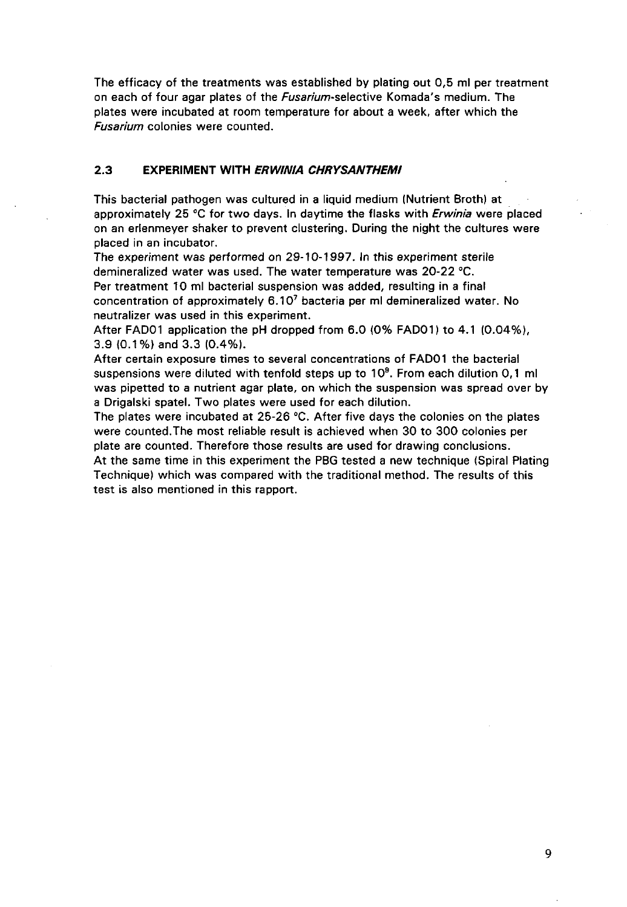The efficacy of the treatments was established by plating out 0,5 ml per treatment on each of four agar plates of the *Fusarium*-selective Komada's medium. The plates were incubated at room temperature for about a week, after which the *Fusarium* colonies were counted.

### 2.3 EXPERIMENT WITH *ERWINIA CHRYSANTHEMI*

This bacterial pathogen was cultured in a liquid medium (Nutrient Broth) at approximately 25 °C for two days. In daytime the flasks with *Erwinia* were placed on an erlenmeyer shaker to prevent clustering. During the night the cultures were placed in an incubator.
The experiment was performed on 29-10-1997. In this experiment sterile demineralized water was used. The water temperature was 20-22 °C.
Per treatment 10 ml bacterial suspension was added, resulting in a final concentration of approximately $6.10^7$ bacteria per ml demineralized water. No neutralizer was used in this experiment.
After FAD01 application the pH dropped from 6.0 (0% FAD01) to 4.1 (0.04%), 3.9 (0.1%) and 3.3 (0.4%).
After certain exposure times to several concentrations of FAD01 the bacterial suspensions were diluted with tenfold steps up to $10^9$. From each dilution 0,1 ml was pipetted to a nutrient agar plate, on which the suspension was spread over by a Drigalski spatel. Two plates were used for each dilution.
The plates were incubated at 25-26 °C. After five days the colonies on the plates were counted.The most reliable result is achieved when 30 to 300 colonies per plate are counted. Therefore those results are used for drawing conclusions.
At the same time in this experiment the PBG tested a new technique (Spiral Plating Technique) which was compared with the traditional method. The results of this test is also mentioned in this rapport.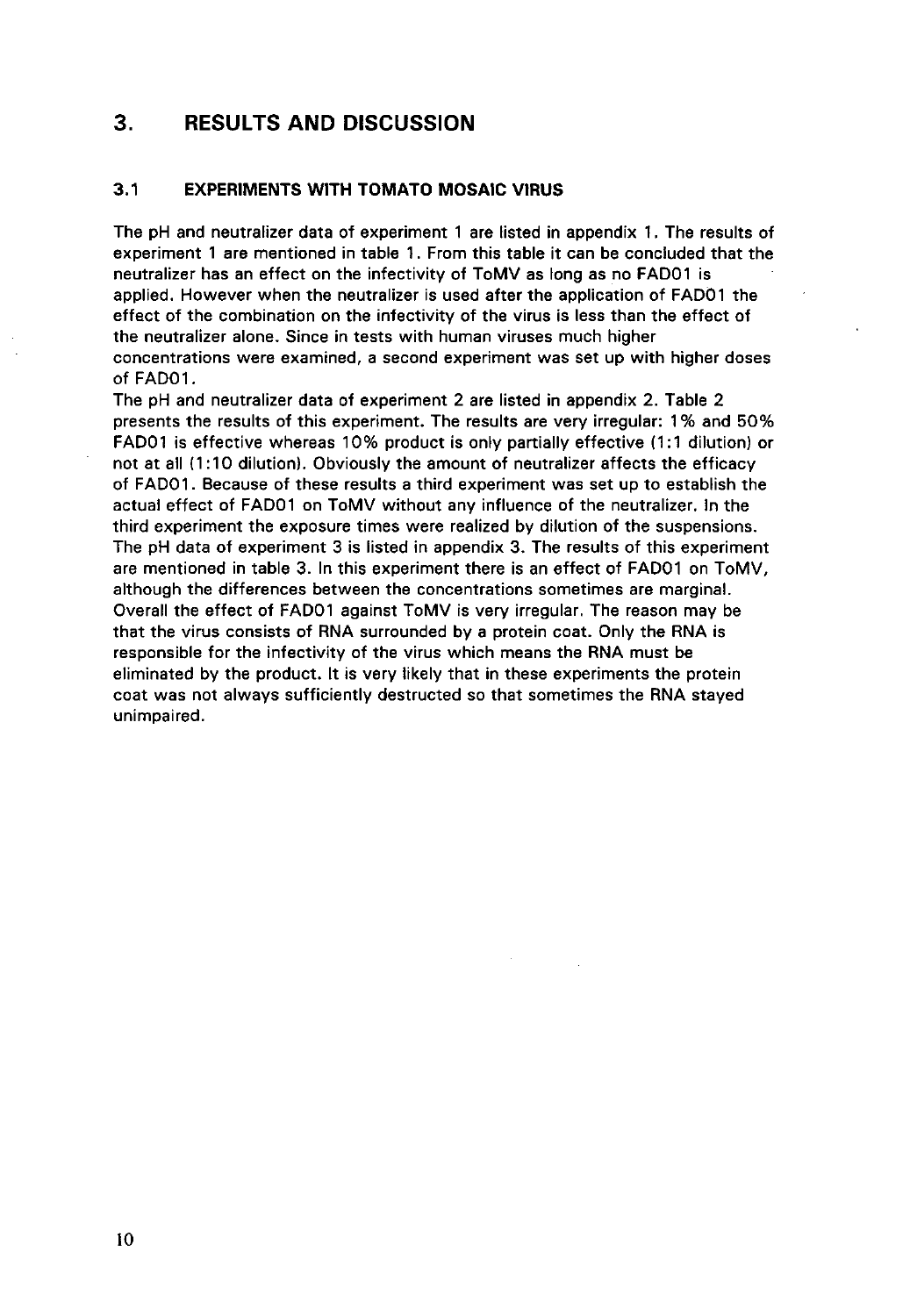# 3. RESULTS AND DISCUSSION

## 3.1 EXPERIMENTS WITH TOMATO MOSAIC VIRUS

The pH and neutralizer data of experiment 1 are listed in appendix 1. The results of experiment 1 are mentioned in table 1. From this table it can be concluded that the neutralizer has an effect on the infectivity of ToMV as long as no FAD01 is applied. However when the neutralizer is used after the application of FAD01 the effect of the combination on the infectivity of the virus is less than the effect of the neutralizer alone. Since in tests with human viruses much higher concentrations were examined, a second experiment was set up with higher doses of FAD01.

The pH and neutralizer data of experiment 2 are listed in appendix 2. Table 2 presents the results of this experiment. The results are very irregular: 1% and 50% FAD01 is effective whereas 10% product is only partially effective (1:1 dilution) or not at all (1:10 dilution). Obviously the amount of neutralizer affects the efficacy of FAD01. Because of these results a third experiment was set up to establish the actual effect of FAD01 on ToMV without any influence of the neutralizer. In the third experiment the exposure times were realized by dilution of the suspensions. The pH data of experiment 3 is listed in appendix 3. The results of this experiment are mentioned in table 3. In this experiment there is an effect of FAD01 on ToMV, although the differences between the concentrations sometimes are marginal. Overall the effect of FAD01 against ToMV is very irregular. The reason may be that the virus consists of RNA surrounded by a protein coat. Only the RNA is responsible for the infectivity of the virus which means the RNA must be eliminated by the product. It is very likely that in these experiments the protein coat was not always sufficiently destructed so that sometimes the RNA stayed unimpaired.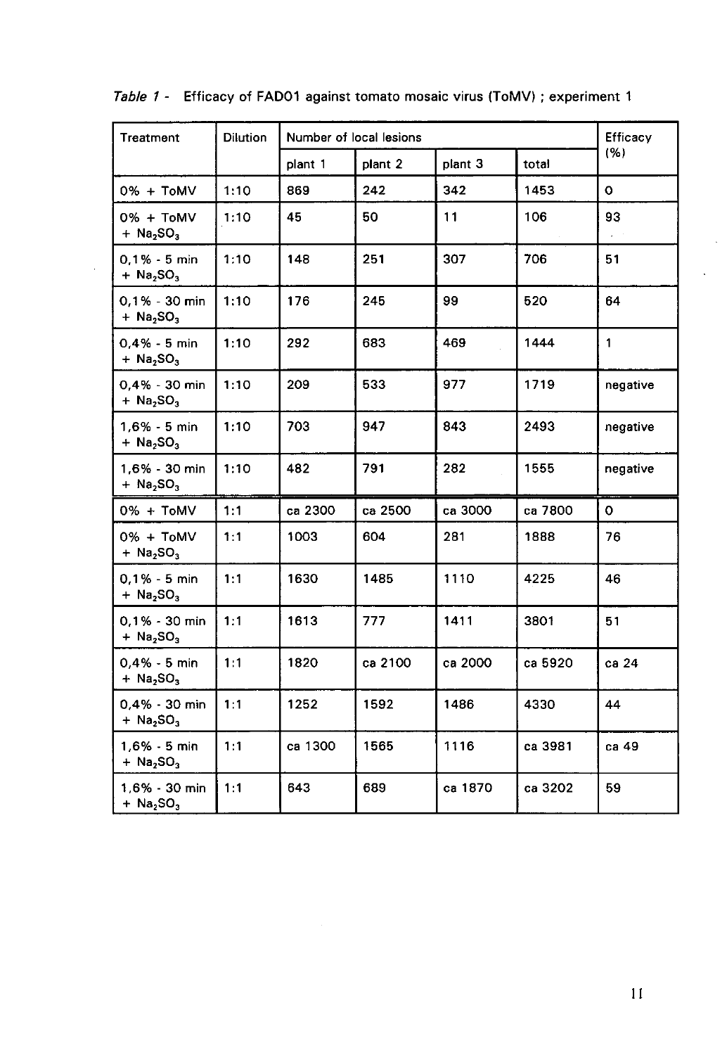*Table 1* - Efficacy of FAD01 against tomato mosaic virus (ToMV) ; experiment 1

| Treatment | Dilution | Number of local lesions | | | | Efficacy (%) |
|---|---|---|---|---|---|---|
| | | plant 1 | plant 2 | plant 3 | total | |
| 0% + ToMV | 1:10 | 869 | 242 | 342 | 1453 | 0 |
| 0% + ToMV + $Na_2SO_3$ | 1:10 | 45 | 50 | 11 | 106 | 93 |
| 0,1% - 5 min + $Na_2SO_3$ | 1:10 | 148 | 251 | 307 | 706 | 51 |
| 0,1% - 30 min + $Na_2SO_3$ | 1:10 | 176 | 245 | 99 | 520 | 64 |
| 0,4% - 5 min + $Na_2SO_3$ | 1:10 | 292 | 683 | 469 | 1444 | 1 |
| 0,4% - 30 min + $Na_2SO_3$ | 1:10 | 209 | 533 | 977 | 1719 | negative |
| 1,6% - 5 min + $Na_2SO_3$ | 1:10 | 703 | 947 | 843 | 2493 | negative |
| 1,6% - 30 min + $Na_2SO_3$ | 1:10 | 482 | 791 | 282 | 1555 | negative |
| 0% + ToMV | 1:1 | ca 2300 | ca 2500 | ca 3000 | ca 7800 | 0 |
| 0% + ToMV + $Na_2SO_3$ | 1:1 | 1003 | 604 | 281 | 1888 | 76 |
| 0,1% - 5 min + $Na_2SO_3$ | 1:1 | 1630 | 1485 | 1110 | 4225 | 46 |
| 0,1% - 30 min + $Na_2SO_3$ | 1:1 | 1613 | 777 | 1411 | 3801 | 51 |
| 0,4% - 5 min + $Na_2SO_3$ | 1:1 | 1820 | ca 2100 | ca 2000 | ca 5920 | ca 24 |
| 0,4% - 30 min + $Na_2SO_3$ | 1:1 | 1252 | 1592 | 1486 | 4330 | 44 |
| 1,6% - 5 min + $Na_2SO_3$ | 1:1 | ca 1300 | 1565 | 1116 | ca 3981 | ca 49 |
| 1,6% - 30 min + $Na_2SO_3$ | 1:1 | 643 | 689 | ca 1870 | ca 3202 | 59 |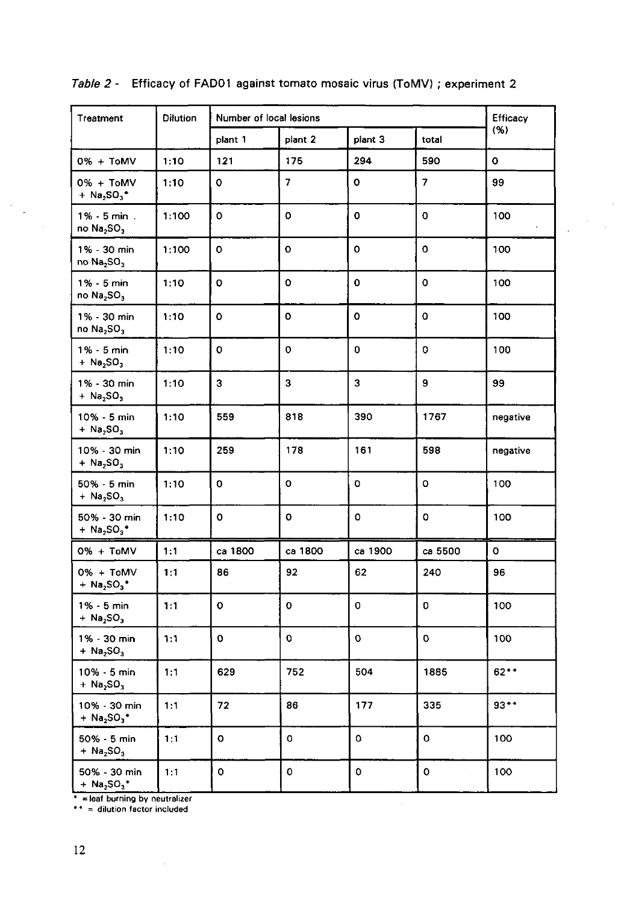*Table 2 -* Efficacy of FAD01 against tomato mosaic virus (ToMV) ; experiment 2

| Treatment | Dilution | Number of local lesions | | | | Efficacy (%) |
|---|---|---|---|---|---|---|
| | | plant 1 | plant 2 | plant 3 | total | |
| 0% + ToMV | 1:10 | 121 | 175 | 294 | 590 | 0 |
| 0% + ToMV + $Na_2SO_3$* | 1:10 | 0 | 7 | 0 | 7 | 99 |
| 1% - 5 min . no $Na_2SO_3$ | 1:100 | 0 | 0 | 0 | 0 | 100 |
| 1% - 30 min no $Na_2SO_3$ | 1:100 | 0 | 0 | 0 | 0 | 100 |
| 1% - 5 min no $Na_2SO_3$ | 1:10 | 0 | 0 | 0 | 0 | 100 |
| 1% - 30 min no $Na_2SO_3$ | 1:10 | 0 | 0 | 0 | 0 | 100 |
| 1% - 5 min + $Na_2SO_3$ | 1:10 | 0 | 0 | 0 | 0 | 100 |
| 1% - 30 min + $Na_2SO_3$ | 1:10 | 3 | 3 | 3 | 9 | 99 |
| 10% - 5 min + $Na_2SO_3$ | 1:10 | 559 | 818 | 390 | 1767 | negative |
| 10% - 30 min + $Na_2SO_3$ | 1:10 | 259 | 178 | 161 | 598 | negative |
| 50% - 5 min + $Na_2SO_3$ | 1:10 | 0 | 0 | 0 | 0 | 100 |
| 50% - 30 min + $Na_2SO_3$* | 1:10 | 0 | 0 | 0 | 0 | 100 |
| 0% + ToMV | 1:1 | ca 1800 | ca 1800 | ca 1900 | ca 5500 | 0 |
| 0% + ToMV + $Na_2SO_3$* | 1:1 | 86 | 92 | 62 | 240 | 96 |
| 1% - 5 min + $Na_2SO_3$ | 1:1 | 0 | 0 | 0 | 0 | 100 |
| 1% - 30 min + $Na_2SO_3$ | 1:1 | 0 | 0 | 0 | 0 | 100 |
| 10% - 5 min + $Na_2SO_3$ | 1:1 | 629 | 752 | 504 | 1885 | 62** |
| 10% - 30 min + $Na_2SO_3$* | 1:1 | 72 | 86 | 177 | 335 | 93** |
| 50% - 5 min + $Na_2SO_3$ | 1:1 | 0 | 0 | 0 | 0 | 100 |
| 50% - 30 min + $Na_2SO_3$* | 1:1 | 0 | 0 | 0 | 0 | 100 |

\* = leaf burning by neutralizer
\*\* = dilution factor included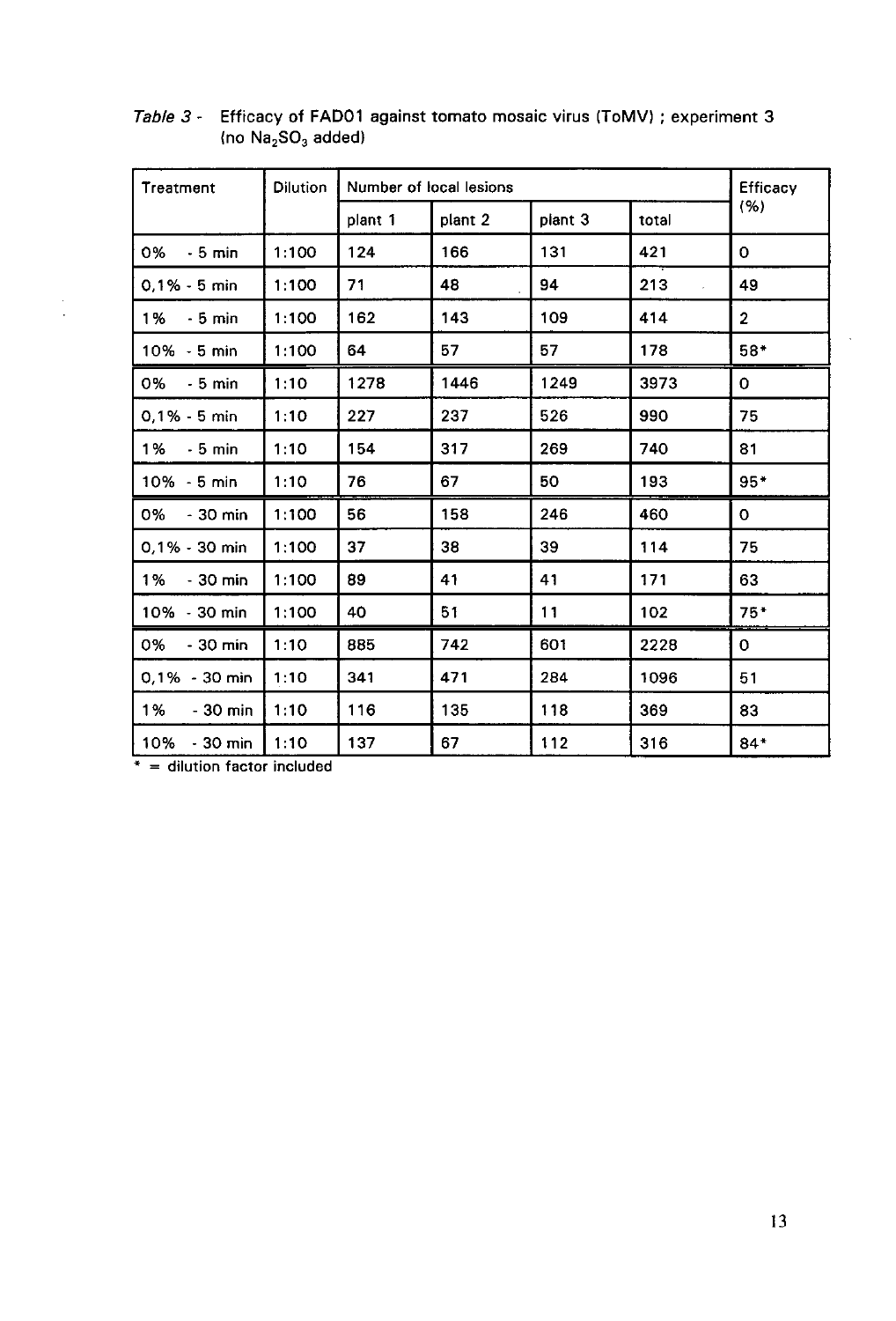*Table 3* - Efficacy of FAD01 against tomato mosaic virus (ToMV) ; experiment 3 (no $Na_2SO_3$ added)

| Treatment | Dilution | Number of local lesions | | | | Efficacy (%) |
|---|---|---|---|---|---|---|
| | | plant 1 | plant 2 | plant 3 | total | |
| 0% - 5 min | 1:100 | 124 | 166 | 131 | 421 | 0 |
| 0,1% - 5 min | 1:100 | 71 | 48 | 94 | 213 | 49 |
| 1% - 5 min | 1:100 | 162 | 143 | 109 | 414 | 2 |
| 10% - 5 min | 1:100 | 64 | 57 | 57 | 178 | 58* |
| 0% - 5 min | 1:10 | 1278 | 1446 | 1249 | 3973 | 0 |
| 0,1% - 5 min | 1:10 | 227 | 237 | 526 | 990 | 75 |
| 1% - 5 min | 1:10 | 154 | 317 | 269 | 740 | 81 |
| 10% - 5 min | 1:10 | 76 | 67 | 50 | 193 | 95* |
| 0% - 30 min | 1:100 | 56 | 158 | 246 | 460 | 0 |
| 0,1% - 30 min | 1:100 | 37 | 38 | 39 | 114 | 75 |
| 1% - 30 min | 1:100 | 89 | 41 | 41 | 171 | 63 |
| 10% - 30 min | 1:100 | 40 | 51 | 11 | 102 | 75* |
| 0% - 30 min | 1:10 | 885 | 742 | 601 | 2228 | 0 |
| 0,1% - 30 min | 1:10 | 341 | 471 | 284 | 1096 | 51 |
| 1% - 30 min | 1:10 | 116 | 135 | 118 | 369 | 83 |
| 10% - 30 min | 1:10 | 137 | 67 | 112 | 316 | 84* |

* = dilution factor included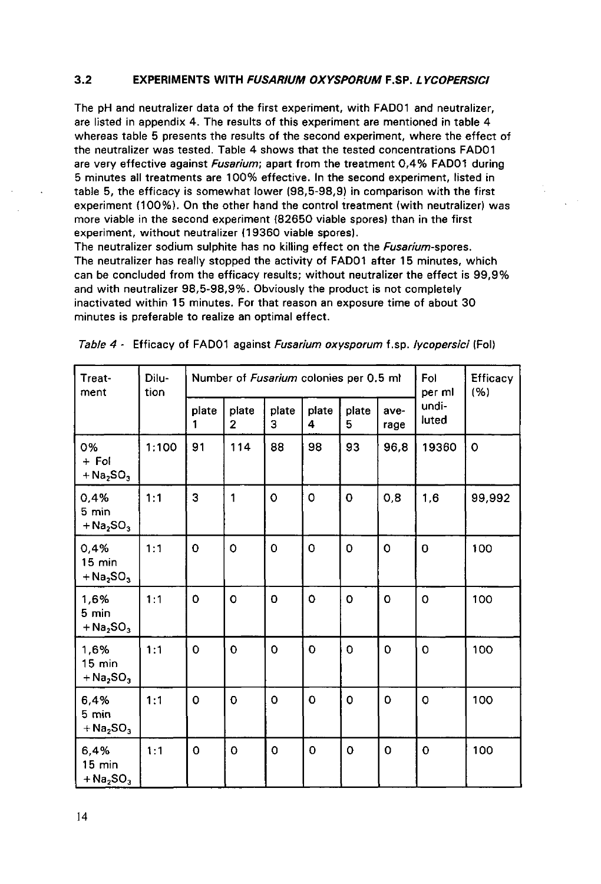### 3.2 EXPERIMENTS WITH *FUSARIUM OXYSPORUM* F.SP. *LYCOPERSICI*

The pH and neutralizer data of the first experiment, with FAD01 and neutralizer, are listed in appendix 4. The results of this experiment are mentioned in table 4 whereas table 5 presents the results of the second experiment, where the effect of the neutralizer was tested. Table 4 shows that the tested concentrations FAD01 are very effective against *Fusarium*; apart from the treatment 0,4% FAD01 during 5 minutes all treatments are 100% effective. In the second experiment, listed in table 5, the efficacy is somewhat lower (98,5-98,9) in comparison with the first experiment (100%). On the other hand the control treatment (with neutralizer) was more viable in the second experiment (82650 viable spores) than in the first experiment, without neutralizer (19360 viable spores).
The neutralizer sodium sulphite has no killing effect on the *Fusarium*-spores.
The neutralizer has really stopped the activity of FAD01 after 15 minutes, which can be concluded from the efficacy results; without neutralizer the effect is 99,9% and with neutralizer 98,5-98,9%. Obviously the product is not completely inactivated within 15 minutes. For that reason an exposure time of about 30 minutes is preferable to realize an optimal effect.

*Table 4* - Efficacy of FAD01 against *Fusarium oxysporum* f.sp. *lycopersici* (Fol)

| Treatment | Dilution | Number of *Fusarium* colonies per 0.5 ml | | | | | | Fol per ml undiluted | Efficacy (%) |
|---|---|---|---|---|---|---|---|---|---|
| | | plate 1 | plate 2 | plate 3 | plate 4 | plate 5 | average | | |
| 0% + Fol + $Na_2SO_3$ | 1:100 | 91 | 114 | 88 | 98 | 93 | 96,8 | 19360 | 0 |
| 0,4% 5 min + $Na_2SO_3$ | 1:1 | 3 | 1 | 0 | 0 | 0 | 0,8 | 1,6 | 99,992 |
| 0,4% 15 min + $Na_2SO_3$ | 1:1 | 0 | 0 | 0 | 0 | 0 | 0 | 0 | 100 |
| 1,6% 5 min + $Na_2SO_3$ | 1:1 | 0 | 0 | 0 | 0 | 0 | 0 | 0 | 100 |
| 1,6% 15 min + $Na_2SO_3$ | 1:1 | 0 | 0 | 0 | 0 | 0 | 0 | 0 | 100 |
| 6,4% 5 min + $Na_2SO_3$ | 1:1 | 0 | 0 | 0 | 0 | 0 | 0 | 0 | 100 |
| 6,4% 15 min + $Na_2SO_3$ | 1:1 | 0 | 0 | 0 | 0 | 0 | 0 | 0 | 100 |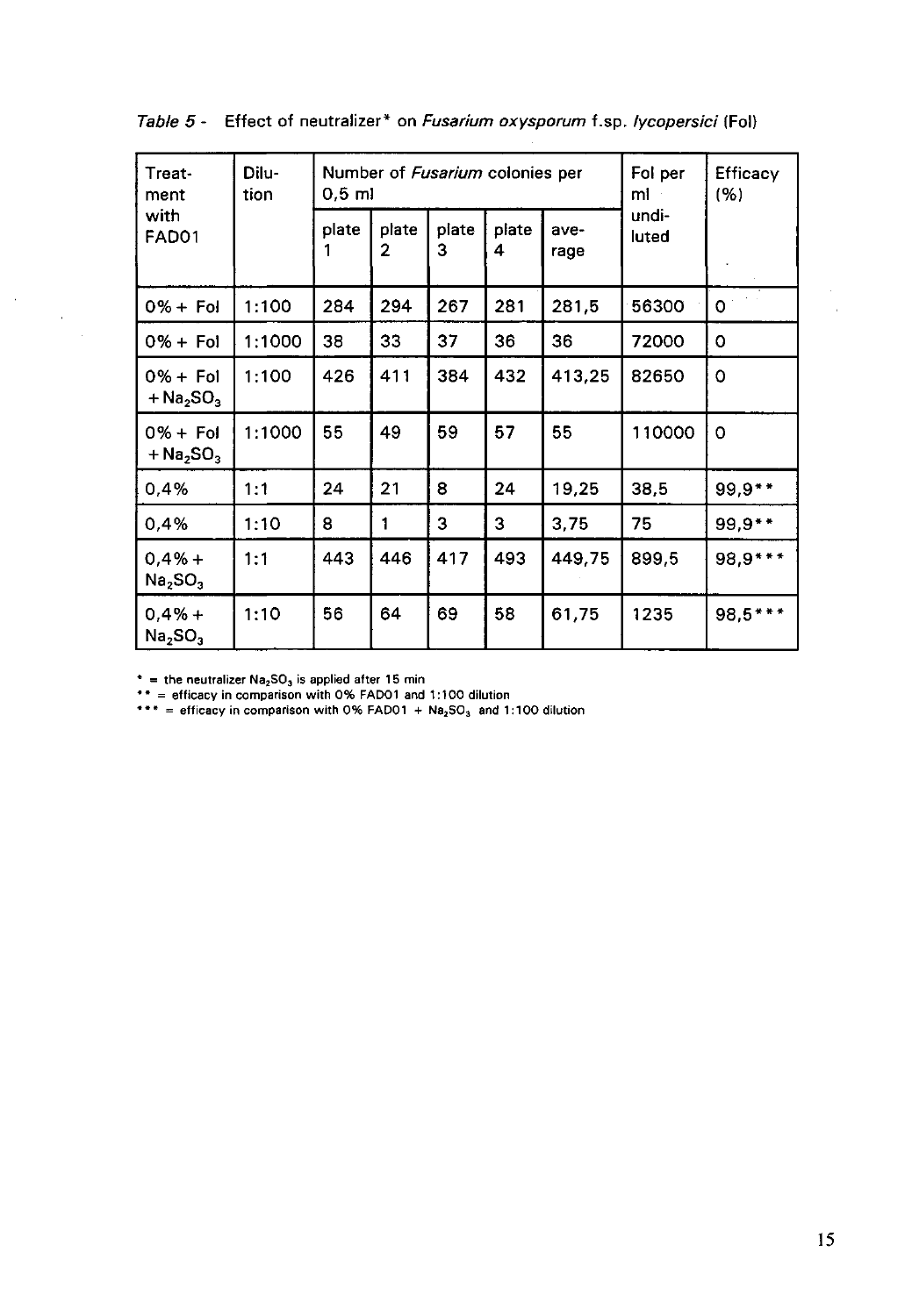*Table 5* - Effect of neutralizer* on *Fusarium oxysporum* f.sp. *lycopersici* (Fol)

| Treatment with FAD01 | Dilution | Number of *Fusarium* colonies per 0,5 ml | | | | | Fol per ml undiluted | Efficacy (%) |
|---|---|---|---|---|---|---|---|---|
| | | plate 1 | plate 2 | plate 3 | plate 4 | average | | |
| 0% + Fol | 1:100 | 284 | 294 | 267 | 281 | 281,5 | 56300 | 0 |
| 0% + Fol | 1:1000 | 38 | 33 | 37 | 36 | 36 | 72000 | 0 |
| 0% + Fol + $Na_2SO_3$ | 1:100 | 426 | 411 | 384 | 432 | 413,25 | 82650 | 0 |
| 0% + Fol + $Na_2SO_3$ | 1:1000 | 55 | 49 | 59 | 57 | 55 | 110000 | 0 |
| 0,4% | 1:1 | 24 | 21 | 8 | 24 | 19,25 | 38,5 | 99,9** |
| 0,4% | 1:10 | 8 | 1 | 3 | 3 | 3,75 | 75 | 99,9** |
| 0,4% + $Na_2SO_3$ | 1:1 | 443 | 446 | 417 | 493 | 449,75 | 899,5 | 98,9*** |
| 0,4% + $Na_2SO_3$ | 1:10 | 56 | 64 | 69 | 58 | 61,75 | 1235 | 98,5*** |

\* = the neutralizer $Na_2SO_3$ is applied after 15 min

\** = efficacy in comparison with 0% FAD01 and 1:100 dilution

\*** = efficacy in comparison with 0% FAD01 + $Na_2SO_3$ and 1:100 dilution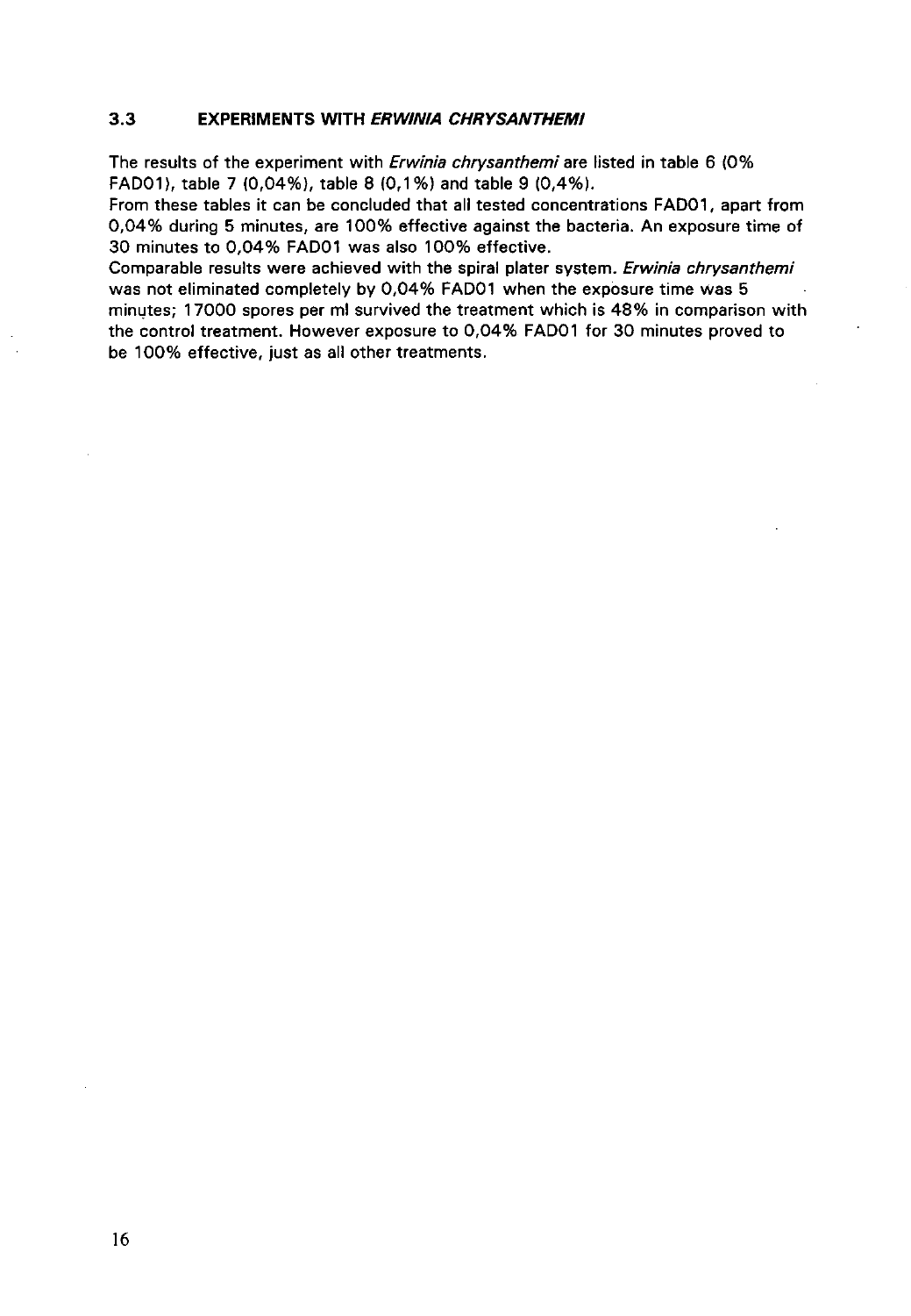### 3.3 EXPERIMENTS WITH *ERWINIA CHRYSANTHEMI*

The results of the experiment with *Erwinia chrysanthemi* are listed in table 6 (0% FAD01), table 7 (0,04%), table 8 (0,1%) and table 9 (0,4%).
From these tables it can be concluded that all tested concentrations FAD01, apart from 0,04% during 5 minutes, are 100% effective against the bacteria. An exposure time of 30 minutes to 0,04% FAD01 was also 100% effective.
Comparable results were achieved with the spiral plater system. *Erwinia chrysanthemi* was not eliminated completely by 0,04% FAD01 when the exposure time was 5 minutes; 17000 spores per ml survived the treatment which is 48% in comparison with the control treatment. However exposure to 0,04% FAD01 for 30 minutes proved to be 100% effective, just as all other treatments.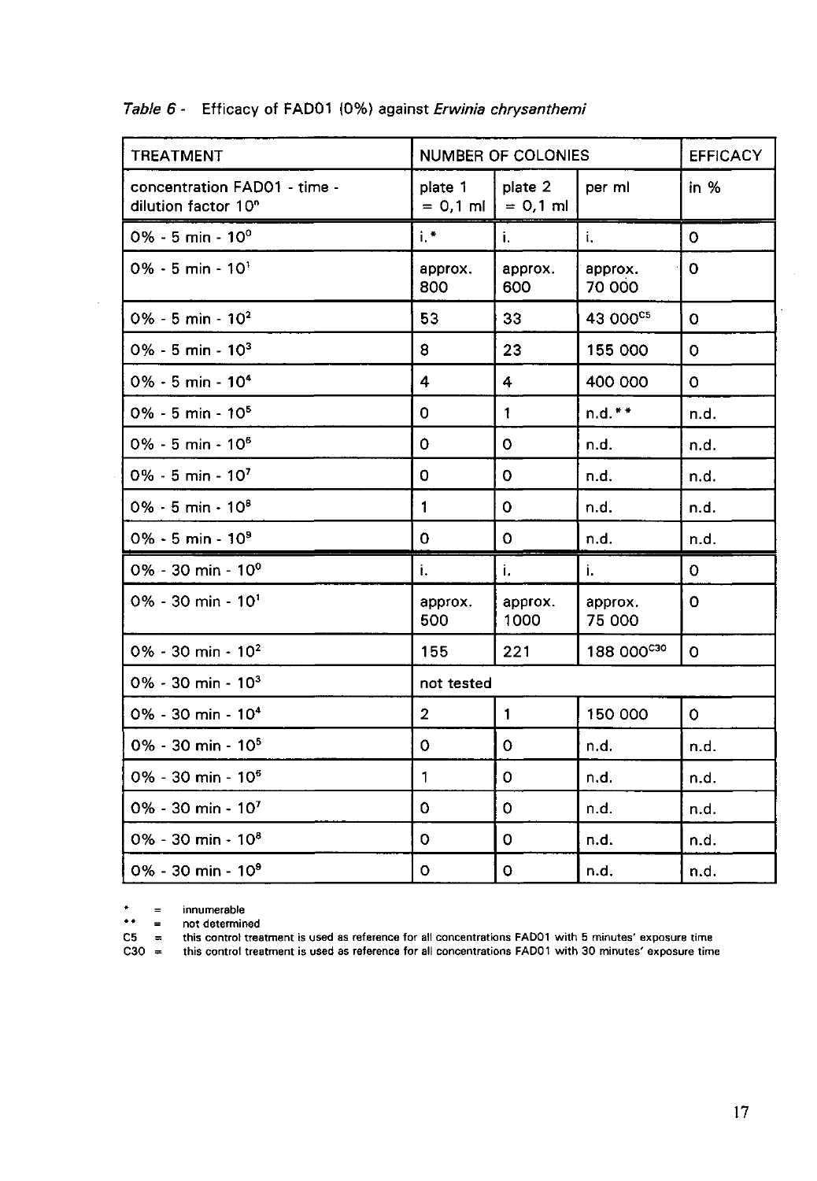*Table 6* - Efficacy of FAD01 (0%) against *Erwinia chrysanthemi*

| TREATMENT | NUMBER OF COLONIES | | | EFFICACY |
|---|---|---|---|---|
| concentration FAD01 - time - dilution factor $10^n$ | plate 1 = 0,1 ml | plate 2 = 0,1 ml | per ml | in % |
| 0% - 5 min - $10^0$ | i.* | i. | i. | 0 |
| 0% - 5 min - $10^1$ | approx. 800 | approx. 600 | approx. 70 000 | 0 |
| 0% - 5 min - $10^2$ | 53 | 33 | 43 000[C5] | 0 |
| 0% - 5 min - $10^3$ | 8 | 23 | 155 000 | 0 |
| 0% - 5 min - $10^4$ | 4 | 4 | 400 000 | 0 |
| 0% - 5 min - $10^5$ | 0 | 1 | n.d.** | n.d. |
| 0% - 5 min - $10^6$ | 0 | 0 | n.d. | n.d. |
| 0% - 5 min - $10^7$ | 0 | 0 | n.d. | n.d. |
| 0% - 5 min - $10^8$ | 1 | 0 | n.d. | n.d. |
| 0% - 5 min - $10^9$ | 0 | 0 | n.d. | n.d. |
| 0% - 30 min - $10^0$ | i. | i. | i. | 0 |
| 0% - 30 min - $10^1$ | approx. 500 | approx. 1000 | approx. 75 000 | 0 |
| 0% - 30 min - $10^2$ | 155 | 221 | 188 000[C30] | 0 |
| 0% - 30 min - $10^3$ | not tested | | | |
| 0% - 30 min - $10^4$ | 2 | 1 | 150 000 | 0 |
| 0% - 30 min - $10^5$ | 0 | 0 | n.d. | n.d. |
| 0% - 30 min - $10^6$ | 1 | 0 | n.d. | n.d. |
| 0% - 30 min - $10^7$ | 0 | 0 | n.d. | n.d. |
| 0% - 30 min - $10^8$ | 0 | 0 | n.d. | n.d. |
| 0% - 30 min - $10^9$ | 0 | 0 | n.d. | n.d. |

\* = innumerable
\*\* = not determined
C5 = this control treatment is used as reference for all concentrations FAD01 with 5 minutes' exposure time
C30 = this control treatment is used as reference for all concentrations FAD01 with 30 minutes' exposure time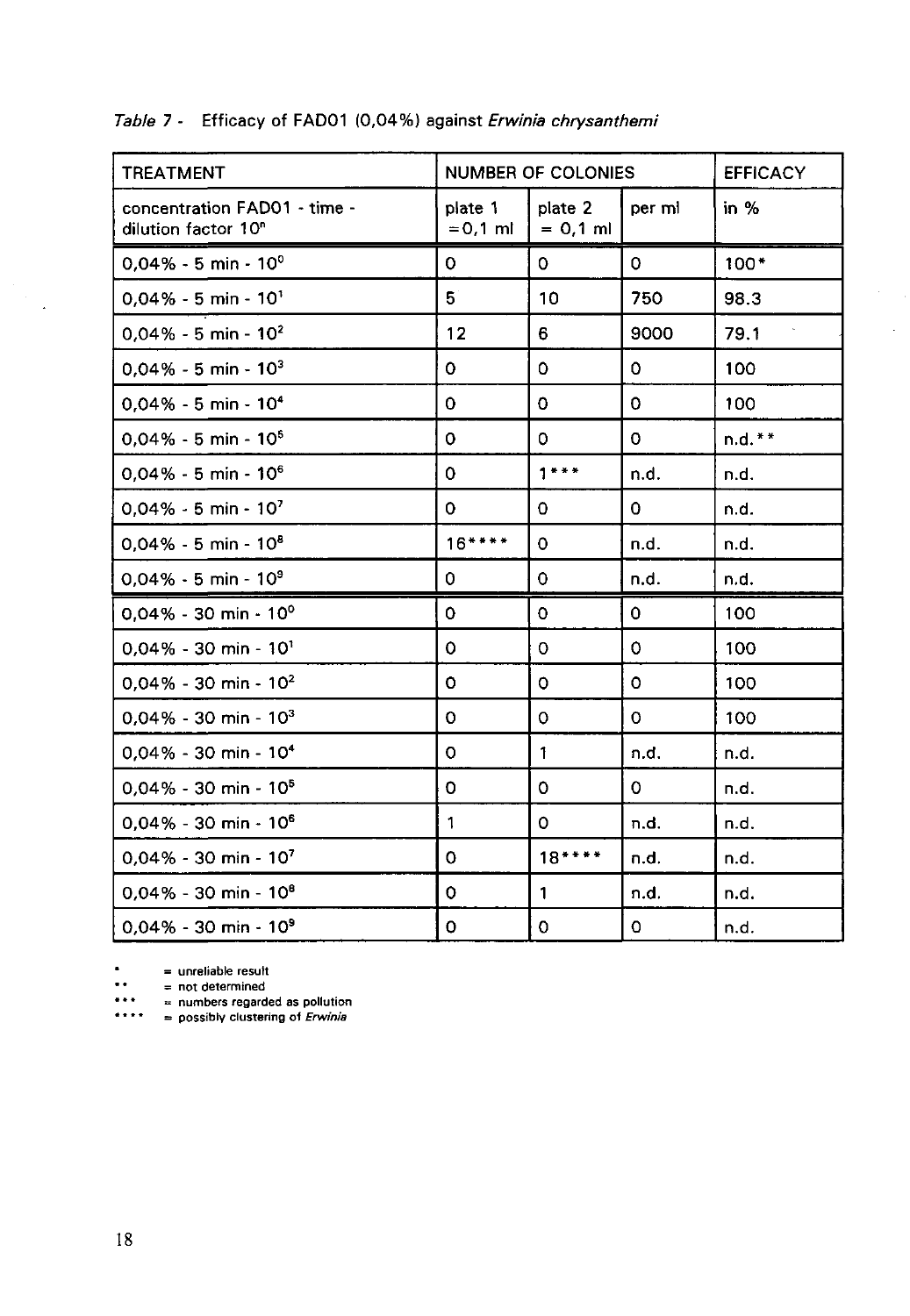*Table 7 -* Efficacy of FAD01 (0,04%) against *Erwinia chrysanthemi*

| TREATMENT | NUMBER OF COLONIES | | | EFFICACY |
|---|---|---|---|---|
| concentration FAD01 - time - dilution factor $10^n$ | plate 1 =0,1 ml | plate 2 = 0,1 ml | per ml | in % |
| 0,04% - 5 min - $10^0$ | 0 | 0 | 0 | 100* |
| 0,04% - 5 min - $10^1$ | 5 | 10 | 750 | 98.3 |
| 0,04% - 5 min - $10^2$ | 12 | 6 | 9000 | 79.1 |
| 0,04% - 5 min - $10^3$ | 0 | 0 | 0 | 100 |
| 0,04% - 5 min - $10^4$ | 0 | 0 | 0 | 100 |
| 0,04% - 5 min - $10^5$ | 0 | 0 | 0 | n.d.** |
| 0,04% - 5 min - $10^6$ | 0 | 1*** | n.d. | n.d. |
| 0,04% - 5 min - $10^7$ | 0 | 0 | 0 | n.d. |
| 0,04% - 5 min - $10^8$ | 16**** | 0 | n.d. | n.d. |
| 0,04% - 5 min - $10^9$ | 0 | 0 | n.d. | n.d. |
| 0,04% - 30 min - $10^0$ | 0 | 0 | 0 | 100 |
| 0,04% - 30 min - $10^1$ | 0 | 0 | 0 | 100 |
| 0,04% - 30 min - $10^2$ | 0 | 0 | 0 | 100 |
| 0,04% - 30 min - $10^3$ | 0 | 0 | 0 | 100 |
| 0,04% - 30 min - $10^4$ | 0 | 1 | n.d. | n.d. |
| 0,04% - 30 min - $10^5$ | 0 | 0 | 0 | n.d. |
| 0,04% - 30 min - $10^6$ | 1 | 0 | n.d. | n.d. |
| 0,04% - 30 min - $10^7$ | 0 | 18**** | n.d. | n.d. |
| 0,04% - 30 min - $10^8$ | 0 | 1 | n.d. | n.d. |
| 0,04% - 30 min - $10^9$ | 0 | 0 | 0 | n.d. |

\* = unreliable result
\*\* = not determined
\*\*\* = numbers regarded as pollution
\*\*\*\* = possibly clustering of *Erwinia*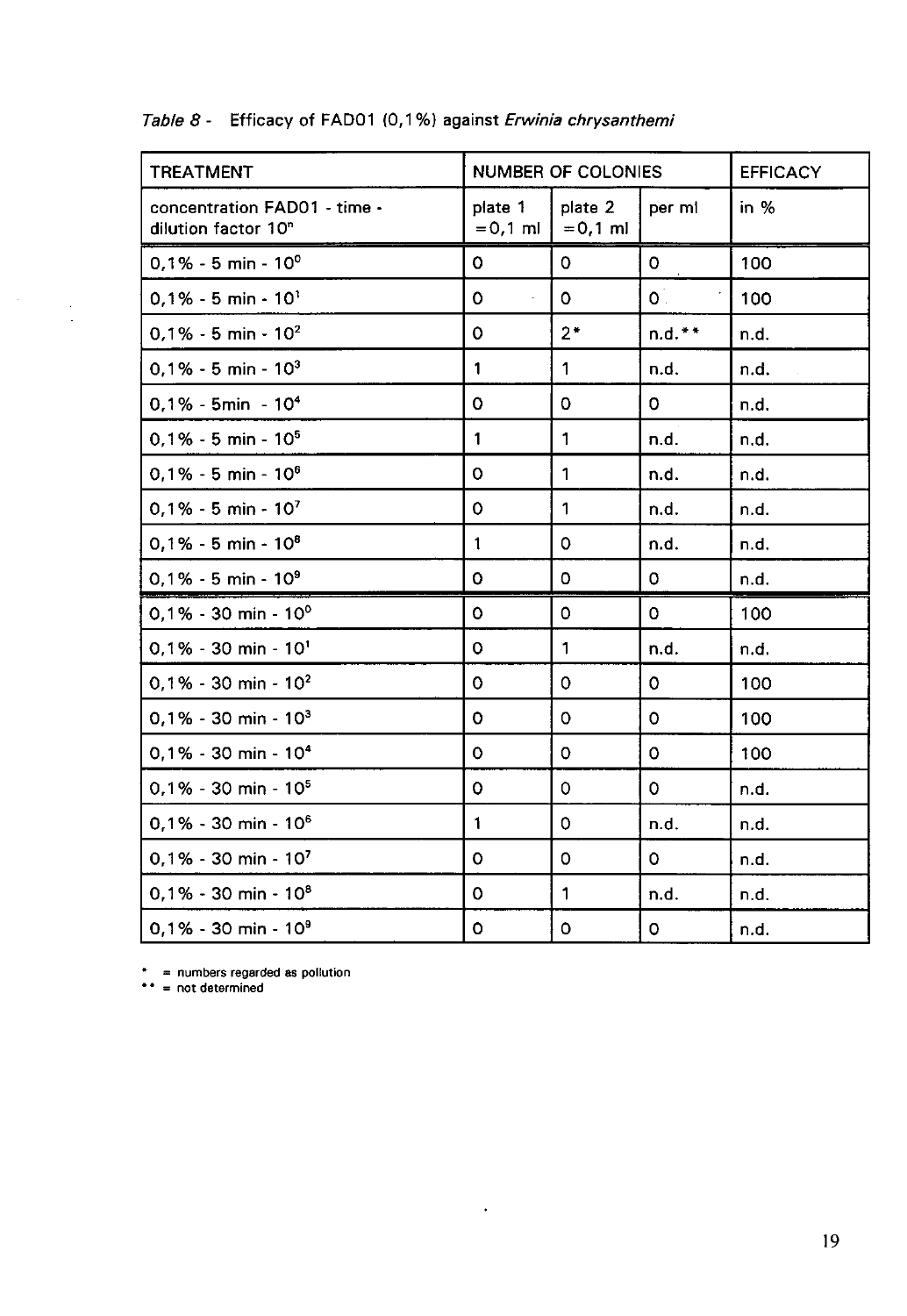*Table 8 -* Efficacy of FAD01 (0,1%) against *Erwinia chrysanthemi*

| TREATMENT | NUMBER OF COLONIES | | | EFFICACY |
|---|---|---|---|---|
| concentration FAD01 - time - dilution factor $10^n$ | plate 1 =0,1 ml | plate 2 =0,1 ml | per ml | in % |
| 0,1% - 5 min - $10^0$ | 0 | 0 | 0 | 100 |
| 0,1% - 5 min - $10^1$ | 0 | 0 | 0 | 100 |
| 0,1% - 5 min - $10^2$ | 0 | 2* | n.d.** | n.d. |
| 0,1% - 5 min - $10^3$ | 1 | 1 | n.d. | n.d. |
| 0,1% - 5min - $10^4$ | 0 | 0 | 0 | n.d. |
| 0,1% - 5 min - $10^5$ | 1 | 1 | n.d. | n.d. |
| 0,1% - 5 min - $10^6$ | 0 | 1 | n.d. | n.d. |
| 0,1% - 5 min - $10^7$ | 0 | 1 | n.d. | n.d. |
| 0,1% - 5 min - $10^8$ | 1 | 0 | n.d. | n.d. |
| 0,1% - 5 min - $10^9$ | 0 | 0 | 0 | n.d. |
| 0,1% - 30 min - $10^0$ | 0 | 0 | 0 | 100 |
| 0,1% - 30 min - $10^1$ | 0 | 1 | n.d. | n.d. |
| 0,1% - 30 min - $10^2$ | 0 | 0 | 0 | 100 |
| 0,1% - 30 min - $10^3$ | 0 | 0 | 0 | 100 |
| 0,1% - 30 min - $10^4$ | 0 | 0 | 0 | 100 |
| 0,1% - 30 min - $10^5$ | 0 | 0 | 0 | n.d. |
| 0,1% - 30 min - $10^6$ | 1 | 0 | n.d. | n.d. |
| 0,1% - 30 min - $10^7$ | 0 | 0 | 0 | n.d. |
| 0,1% - 30 min - $10^8$ | 0 | 1 | n.d. | n.d. |
| 0,1% - 30 min - $10^9$ | 0 | 0 | 0 | n.d. |

\* = numbers regarded as pollution
\*\* = not determined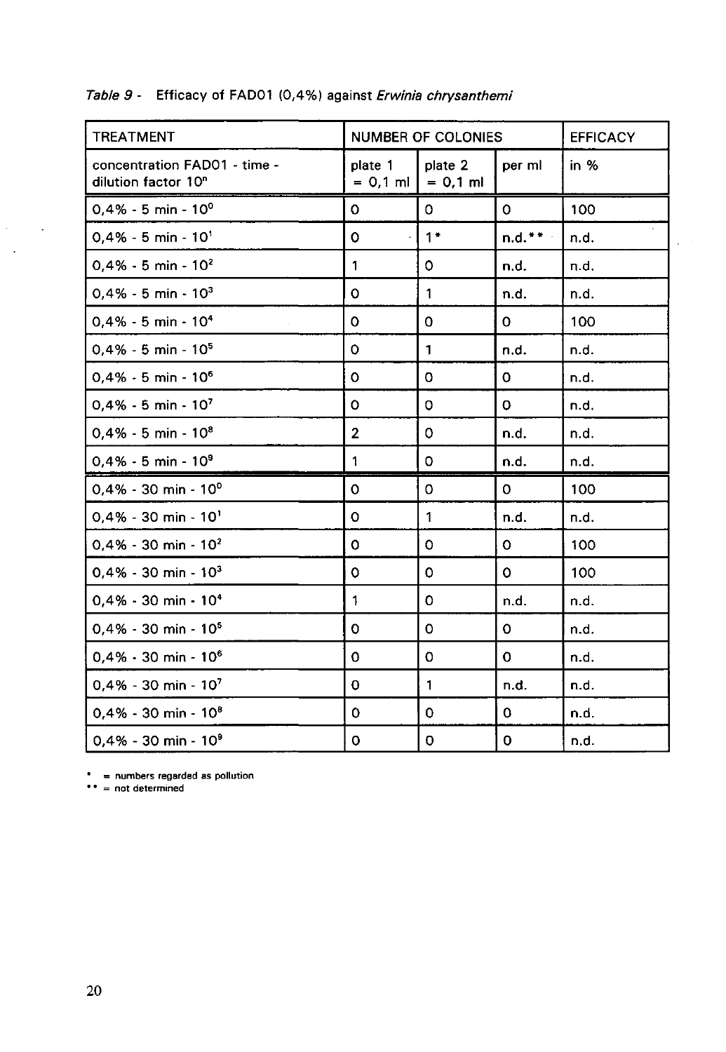*Table 9* - Efficacy of FAD01 (0,4%) against *Erwinia chrysanthemi*

| TREATMENT | NUMBER OF COLONIES | | | EFFICACY |
|---|---|---|---|---|
| concentration FAD01 - time - dilution factor $10^n$ | plate 1 = 0,1 ml | plate 2 = 0,1 ml | per ml | in % |
| 0,4% - 5 min - $10^0$ | 0 | 0 | 0 | 100 |
| 0,4% - 5 min - $10^1$ | 0 | 1* | n.d.** | n.d. |
| 0,4% - 5 min - $10^2$ | 1 | 0 | n.d. | n.d. |
| 0,4% - 5 min - $10^3$ | 0 | 1 | n.d. | n.d. |
| 0,4% - 5 min - $10^4$ | 0 | 0 | 0 | 100 |
| 0,4% - 5 min - $10^5$ | 0 | 1 | n.d. | n.d. |
| 0,4% - 5 min - $10^6$ | 0 | 0 | 0 | n.d. |
| 0,4% - 5 min - $10^7$ | 0 | 0 | 0 | n.d. |
| 0,4% - 5 min - $10^8$ | 2 | 0 | n.d. | n.d. |
| 0,4% - 5 min - $10^9$ | 1 | 0 | n.d. | n.d. |
| 0,4% - 30 min - $10^0$ | 0 | 0 | 0 | 100 |
| 0,4% - 30 min - $10^1$ | 0 | 1 | n.d. | n.d. |
| 0,4% - 30 min - $10^2$ | 0 | 0 | 0 | 100 |
| 0,4% - 30 min - $10^3$ | 0 | 0 | 0 | 100 |
| 0,4% - 30 min - $10^4$ | 1 | 0 | n.d. | n.d. |
| 0,4% - 30 min - $10^5$ | 0 | 0 | 0 | n.d. |
| 0,4% - 30 min - $10^6$ | 0 | 0 | 0 | n.d. |
| 0,4% - 30 min - $10^7$ | 0 | 1 | n.d. | n.d. |
| 0,4% - 30 min - $10^8$ | 0 | 0 | 0 | n.d. |
| 0,4% - 30 min - $10^9$ | 0 | 0 | 0 | n.d. |

\* = numbers regarded as pollution
\** = not determined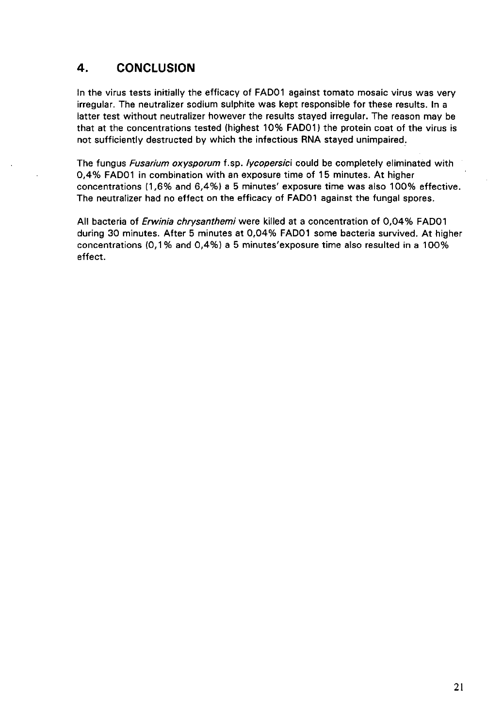## 4. CONCLUSION

In the virus tests initially the efficacy of FAD01 against tomato mosaic virus was very irregular. The neutralizer sodium sulphite was kept responsible for these results. In a latter test without neutralizer however the results stayed irregular. The reason may be that at the concentrations tested (highest 10% FAD01) the protein coat of the virus is not sufficiently destructed by which the infectious RNA stayed unimpaired.

The fungus *Fusarium oxysporum* f.sp. *lycopersici* could be completely eliminated with 0,4% FAD01 in combination with an exposure time of 15 minutes. At higher concentrations (1,6% and 6,4%) a 5 minutes' exposure time was also 100% effective. The neutralizer had no effect on the efficacy of FAD01 against the fungal spores.

All bacteria of *Erwinia chrysanthemi* were killed at a concentration of 0,04% FAD01 during 30 minutes. After 5 minutes at 0,04% FAD01 some bacteria survived. At higher concentrations (0,1% and 0,4%) a 5 minutes'exposure time also resulted in a 100% effect.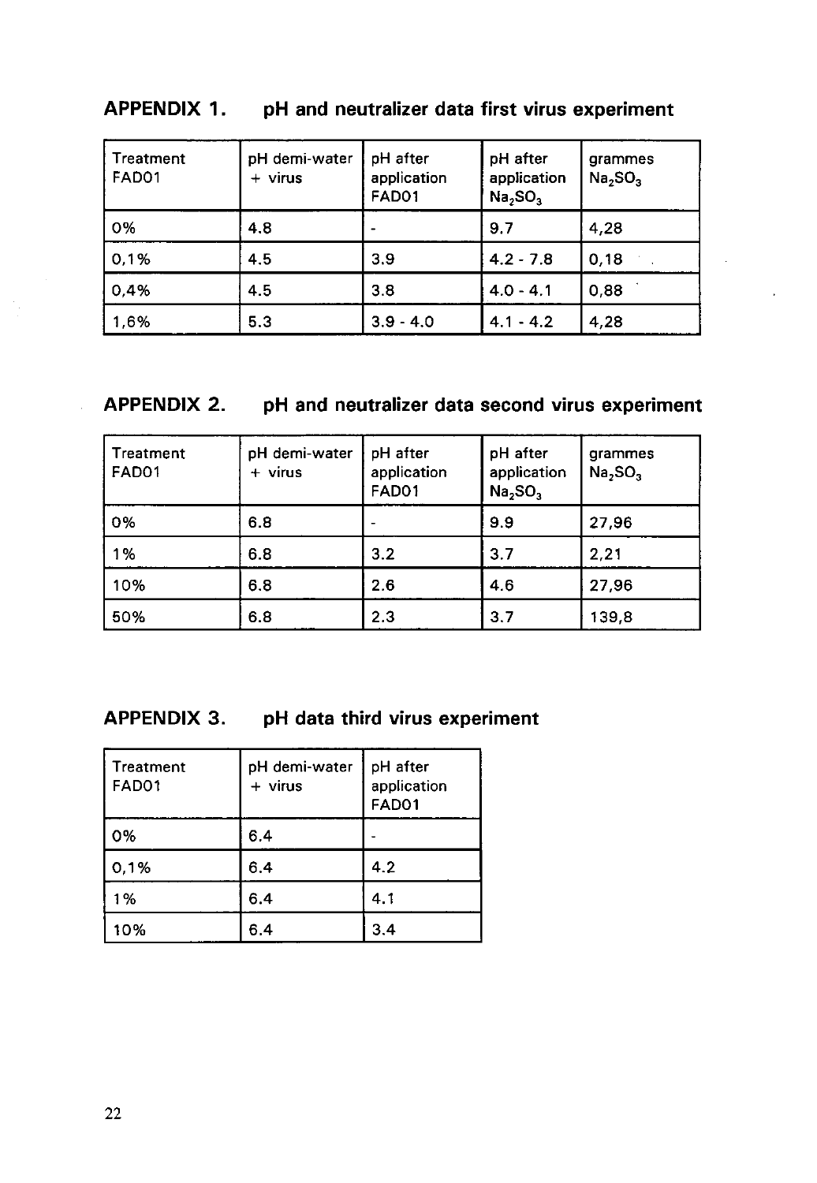## APPENDIX 1. pH and neutralizer data first virus experiment

| Treatment FAD01 | pH demi-water + virus | pH after application FAD01 | pH after application $Na_2SO_3$ | grammes $Na_2SO_3$ |
|---|---|---|---|---|
| 0% | 4.8 | - | 9.7 | 4,28 |
| 0,1% | 4.5 | 3.9 | 4.2 - 7.8 | 0,18 |
| 0,4% | 4.5 | 3.8 | 4.0 - 4.1 | 0,88 |
| 1,6% | 5.3 | 3.9 - 4.0 | 4.1 - 4.2 | 4,28 |

## APPENDIX 2. pH and neutralizer data second virus experiment

| Treatment FAD01 | pH demi-water + virus | pH after application FAD01 | pH after application $Na_2SO_3$ | grammes $Na_2SO_3$ |
|---|---|---|---|---|
| 0% | 6.8 | - | 9.9 | 27,96 |
| 1% | 6.8 | 3.2 | 3.7 | 2,21 |
| 10% | 6.8 | 2.6 | 4.6 | 27,96 |
| 50% | 6.8 | 2.3 | 3.7 | 139,8 |

## APPENDIX 3. pH data third virus experiment

| Treatment FAD01 | pH demi-water + virus | pH after application FAD01 |
|---|---|---|
| 0% | 6.4 | - |
| 0,1% | 6.4 | 4.2 |
| 1% | 6.4 | 4.1 |
| 10% | 6.4 | 3.4 |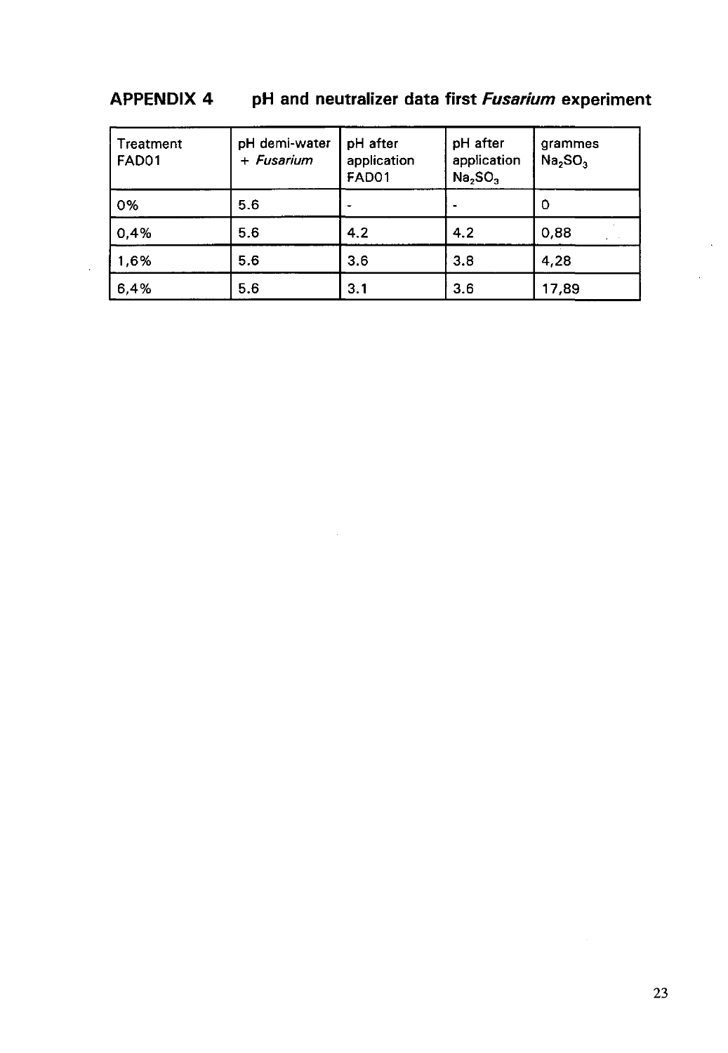## APPENDIX 4 pH and neutralizer data first *Fusarium* experiment

| Treatment FAD01 | pH demi-water + *Fusarium* | pH after application FAD01 | pH after application $Na_2SO_3$ | grammes $Na_2SO_3$ |
|---|---|---|---|---|
| 0% | 5.6 | - | - | 0 |
| 0,4% | 5.6 | 4.2 | 4.2 | 0,88 |
| 1,6% | 5.6 | 3.6 | 3.8 | 4,28 |
| 6,4% | 5.6 | 3.1 | 3.6 | 17,89 |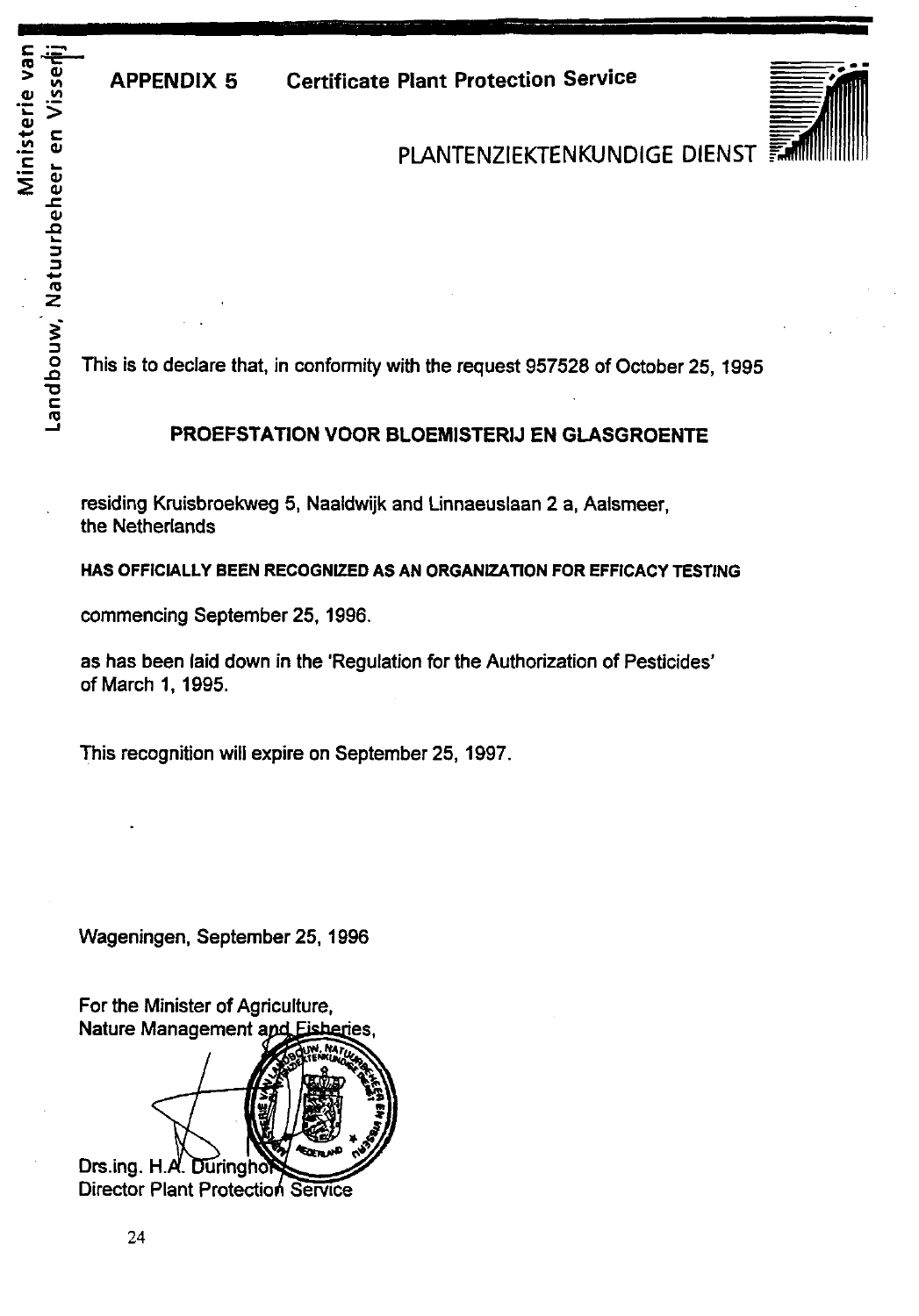Ministerie van Landbouw, Natuurbeheer en Visserij

## APPENDIX 5 Certificate Plant Protection Service

PLANTENZIEKTENKUNDIGE DIENST

This is to declare that, in conformity with the request 957528 of October 25, 1995

**PROEFSTATION VOOR BLOEMISTERIJ EN GLASGROENTE**

residing Kruisbroekweg 5, Naaldwijk and Linnaeuslaan 2 a, Aalsmeer, the Netherlands

**HAS OFFICIALLY BEEN RECOGNIZED AS AN ORGANIZATION FOR EFFICACY TESTING**

commencing September 25, 1996.

as has been laid down in the 'Regulation for the Authorization of Pesticides' of March 1, 1995.

This recognition will expire on September 25, 1997.

Wageningen, September 25, 1996

For the Minister of Agriculture,
Nature Management and Fisheries,

Drs.ing. H.A. Duringhof
Director Plant Protection Service